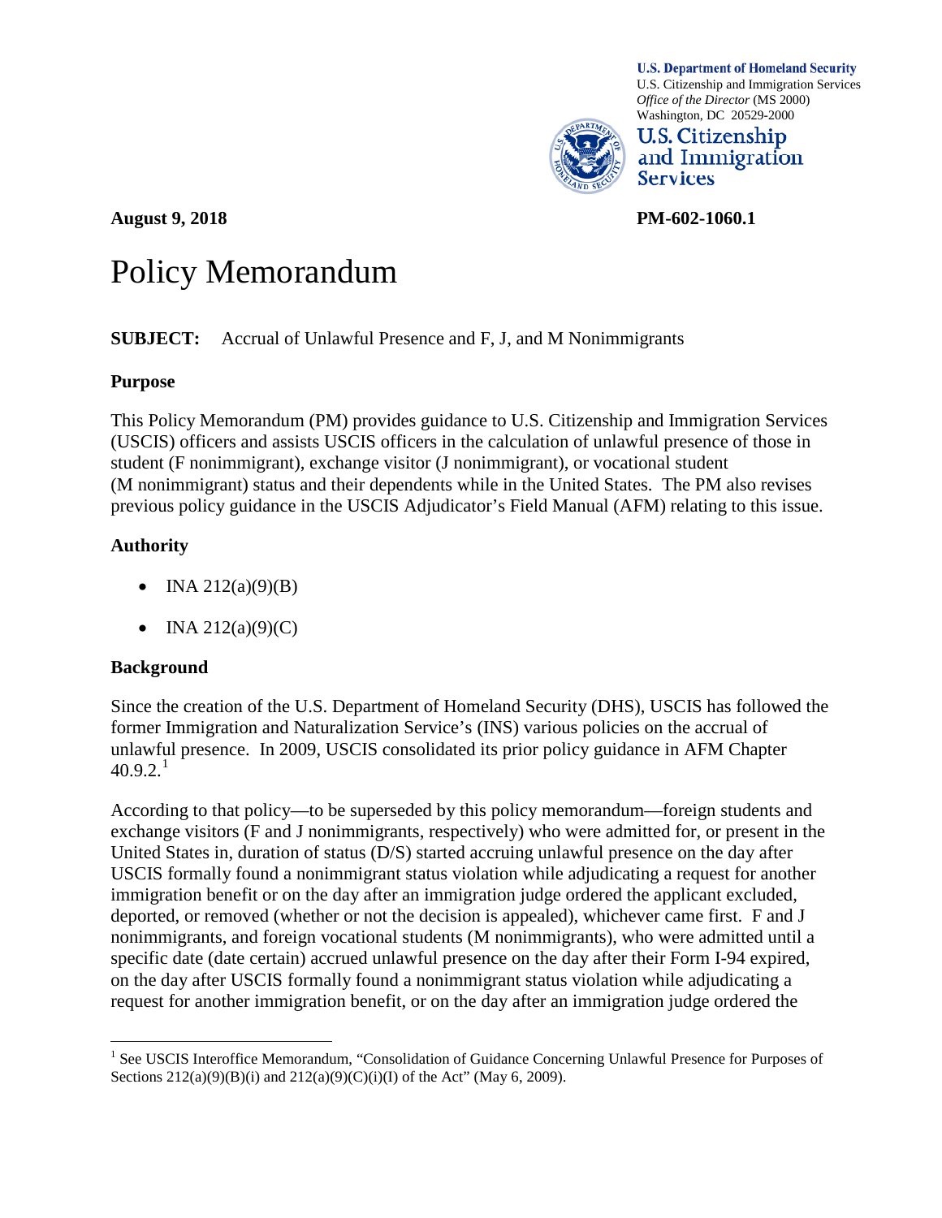**U.S. Department of Homeland Security**
U.S. Citizenship and Immigration Services
*Office of the Director* (MS 2000)
Washington, DC 20529-2000

**U.S. Citizenship and Immigration Services**

**August 9, 2018** **PM-602-1060.1**

# Policy Memorandum

**SUBJECT:** Accrual of Unlawful Presence and F, J, and M Nonimmigrants

## Purpose

This Policy Memorandum (PM) provides guidance to U.S. Citizenship and Immigration Services (USCIS) officers and assists USCIS officers in the calculation of unlawful presence of those in student (F nonimmigrant), exchange visitor (J nonimmigrant), or vocational student (M nonimmigrant) status and their dependents while in the United States. The PM also revises previous policy guidance in the USCIS Adjudicator's Field Manual (AFM) relating to this issue.

## Authority

- INA 212(a)(9)(B)
- INA 212(a)(9)(C)

## Background

Since the creation of the U.S. Department of Homeland Security (DHS), USCIS has followed the former Immigration and Naturalization Service's (INS) various policies on the accrual of unlawful presence. In 2009, USCIS consolidated its prior policy guidance in AFM Chapter 40.9.2.[1]

According to that policy—to be superseded by this policy memorandum—foreign students and exchange visitors (F and J nonimmigrants, respectively) who were admitted for, or present in the United States in, duration of status (D/S) started accruing unlawful presence on the day after USCIS formally found a nonimmigrant status violation while adjudicating a request for another immigration benefit or on the day after an immigration judge ordered the applicant excluded, deported, or removed (whether or not the decision is appealed), whichever came first. F and J nonimmigrants, and foreign vocational students (M nonimmigrants), who were admitted until a specific date (date certain) accrued unlawful presence on the day after their Form I-94 expired, on the day after USCIS formally found a nonimmigrant status violation while adjudicating a request for another immigration benefit, or on the day after an immigration judge ordered the

---

[1] See USCIS Interoffice Memorandum, "Consolidation of Guidance Concerning Unlawful Presence for Purposes of Sections 212(a)(9)(B)(i) and 212(a)(9)(C)(i)(I) of the Act" (May 6, 2009).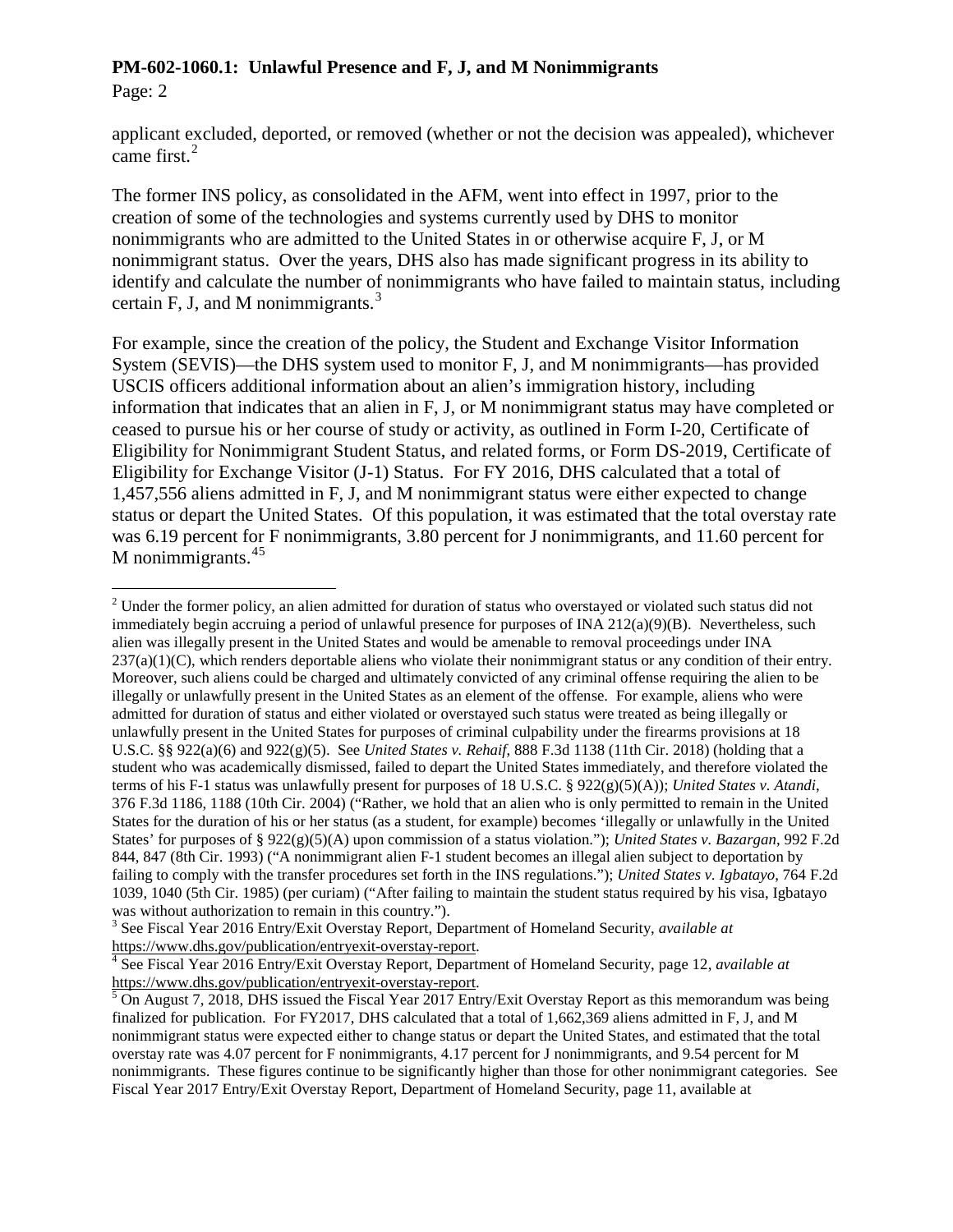applicant excluded, deported, or removed (whether or not the decision was appealed), whichever came first.[2]

The former INS policy, as consolidated in the AFM, went into effect in 1997, prior to the creation of some of the technologies and systems currently used by DHS to monitor nonimmigrants who are admitted to the United States in or otherwise acquire F, J, or M nonimmigrant status. Over the years, DHS also has made significant progress in its ability to identify and calculate the number of nonimmigrants who have failed to maintain status, including certain F, J, and M nonimmigrants.[3]

For example, since the creation of the policy, the Student and Exchange Visitor Information System (SEVIS)—the DHS system used to monitor F, J, and M nonimmigrants—has provided USCIS officers additional information about an alien's immigration history, including information that indicates that an alien in F, J, or M nonimmigrant status may have completed or ceased to pursue his or her course of study or activity, as outlined in Form I-20, Certificate of Eligibility for Nonimmigrant Student Status, and related forms, or Form DS-2019, Certificate of Eligibility for Exchange Visitor (J-1) Status. For FY 2016, DHS calculated that a total of 1,457,556 aliens admitted in F, J, and M nonimmigrant status were either expected to change status or depart the United States. Of this population, it was estimated that the total overstay rate was 6.19 percent for F nonimmigrants, 3.80 percent for J nonimmigrants, and 11.60 percent for M nonimmigrants.[4][5]

---

[2] Under the former policy, an alien admitted for duration of status who overstayed or violated such status did not immediately begin accruing a period of unlawful presence for purposes of INA 212(a)(9)(B). Nevertheless, such alien was illegally present in the United States and would be amenable to removal proceedings under INA 237(a)(1)(C), which renders deportable aliens who violate their nonimmigrant status or any condition of their entry. Moreover, such aliens could be charged and ultimately convicted of any criminal offense requiring the alien to be illegally or unlawfully present in the United States as an element of the offense. For example, aliens who were admitted for duration of status and either violated or overstayed such status were treated as being illegally or unlawfully present in the United States for purposes of criminal culpability under the firearms provisions at 18 U.S.C. §§ 922(a)(6) and 922(g)(5). See *United States v. Rehaif*, 888 F.3d 1138 (11th Cir. 2018) (holding that a student who was academically dismissed, failed to depart the United States immediately, and therefore violated the terms of his F-1 status was unlawfully present for purposes of 18 U.S.C. § 922(g)(5)(A)); *United States v. Atandi*, 376 F.3d 1186, 1188 (10th Cir. 2004) ("Rather, we hold that an alien who is only permitted to remain in the United States for the duration of his or her status (as a student, for example) becomes 'illegally or unlawfully in the United States' for purposes of § 922(g)(5)(A) upon commission of a status violation."); *United States v. Bazargan*, 992 F.2d 844, 847 (8th Cir. 1993) ("A nonimmigrant alien F-1 student becomes an illegal alien subject to deportation by failing to comply with the transfer procedures set forth in the INS regulations."); *United States v. Igbatayo*, 764 F.2d 1039, 1040 (5th Cir. 1985) (per curiam) ("After failing to maintain the student status required by his visa, Igbatayo was without authorization to remain in this country.").

[3] See Fiscal Year 2016 Entry/Exit Overstay Report, Department of Homeland Security, *available at* https://www.dhs.gov/publication/entryexit-overstay-report.

[4] See Fiscal Year 2016 Entry/Exit Overstay Report, Department of Homeland Security, page 12, *available at* https://www.dhs.gov/publication/entryexit-overstay-report.

[5] On August 7, 2018, DHS issued the Fiscal Year 2017 Entry/Exit Overstay Report as this memorandum was being finalized for publication. For FY2017, DHS calculated that a total of 1,662,369 aliens admitted in F, J, and M nonimmigrant status were expected either to change status or depart the United States, and estimated that the total overstay rate was 4.07 percent for F nonimmigrants, 4.17 percent for J nonimmigrants, and 9.54 percent for M nonimmigrants. These figures continue to be significantly higher than those for other nonimmigrant categories. See Fiscal Year 2017 Entry/Exit Overstay Report, Department of Homeland Security, page 11, available at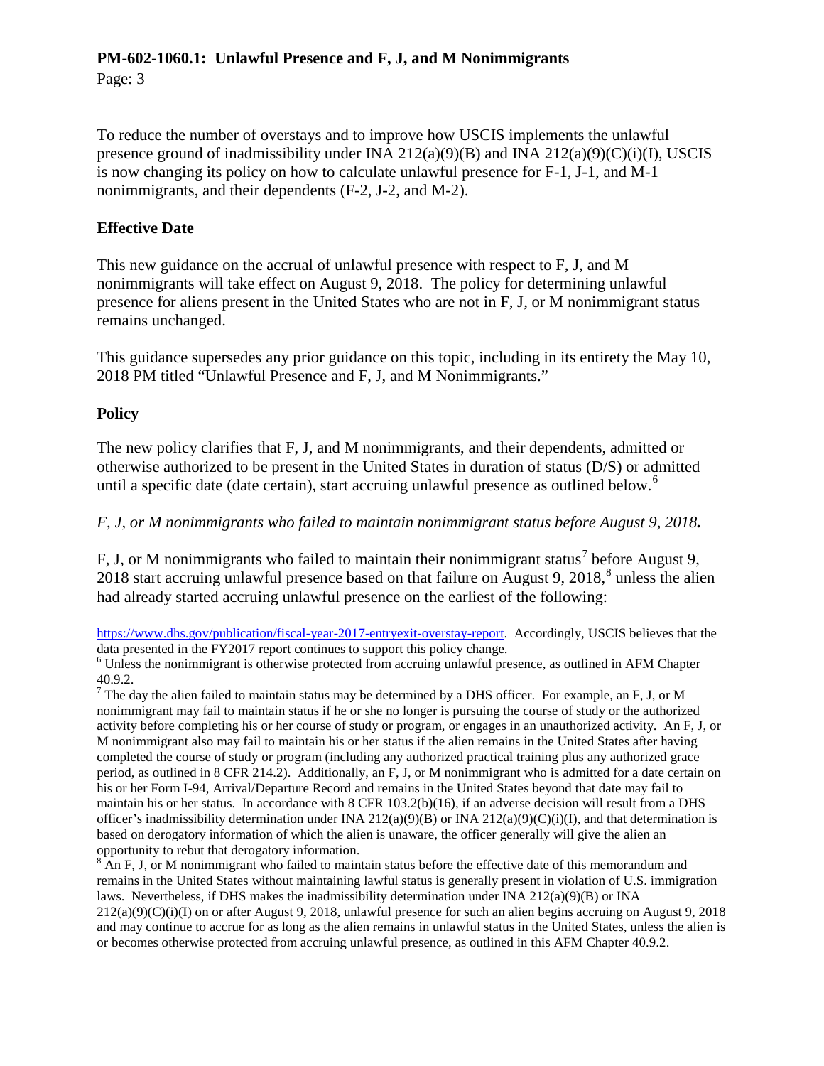To reduce the number of overstays and to improve how USCIS implements the unlawful presence ground of inadmissibility under INA 212(a)(9)(B) and INA 212(a)(9)(C)(i)(I), USCIS is now changing its policy on how to calculate unlawful presence for F-1, J-1, and M-1 nonimmigrants, and their dependents (F-2, J-2, and M-2).

**Effective Date**

This new guidance on the accrual of unlawful presence with respect to F, J, and M nonimmigrants will take effect on August 9, 2018. The policy for determining unlawful presence for aliens present in the United States who are not in F, J, or M nonimmigrant status remains unchanged.

This guidance supersedes any prior guidance on this topic, including in its entirety the May 10, 2018 PM titled "Unlawful Presence and F, J, and M Nonimmigrants."

**Policy**

The new policy clarifies that F, J, and M nonimmigrants, and their dependents, admitted or otherwise authorized to be present in the United States in duration of status (D/S) or admitted until a specific date (date certain), start accruing unlawful presence as outlined below.[6]

*F, J, or M nonimmigrants who failed to maintain nonimmigrant status before August 9, 2018.*

F, J, or M nonimmigrants who failed to maintain their nonimmigrant status[7] before August 9, 2018 start accruing unlawful presence based on that failure on August 9, 2018,[8] unless the alien had already started accruing unlawful presence on the earliest of the following:

---

https://www.dhs.gov/publication/fiscal-year-2017-entryexit-overstay-report. Accordingly, USCIS believes that the data presented in the FY2017 report continues to support this policy change.

[6] Unless the nonimmigrant is otherwise protected from accruing unlawful presence, as outlined in AFM Chapter 40.9.2.

[7] The day the alien failed to maintain status may be determined by a DHS officer. For example, an F, J, or M nonimmigrant may fail to maintain status if he or she no longer is pursuing the course of study or the authorized activity before completing his or her course of study or program, or engages in an unauthorized activity. An F, J, or M nonimmigrant also may fail to maintain his or her status if the alien remains in the United States after having completed the course of study or program (including any authorized practical training plus any authorized grace period, as outlined in 8 CFR 214.2). Additionally, an F, J, or M nonimmigrant who is admitted for a date certain on his or her Form I-94, Arrival/Departure Record and remains in the United States beyond that date may fail to maintain his or her status. In accordance with 8 CFR 103.2(b)(16), if an adverse decision will result from a DHS officer's inadmissibility determination under INA 212(a)(9)(B) or INA 212(a)(9)(C)(i)(I), and that determination is based on derogatory information of which the alien is unaware, the officer generally will give the alien an opportunity to rebut that derogatory information.

[8] An F, J, or M nonimmigrant who failed to maintain status before the effective date of this memorandum and remains in the United States without maintaining lawful status is generally present in violation of U.S. immigration laws. Nevertheless, if DHS makes the inadmissibility determination under INA 212(a)(9)(B) or INA 212(a)(9)(C)(i)(I) on or after August 9, 2018, unlawful presence for such an alien begins accruing on August 9, 2018 and may continue to accrue for as long as the alien remains in unlawful status in the United States, unless the alien is or becomes otherwise protected from accruing unlawful presence, as outlined in this AFM Chapter 40.9.2.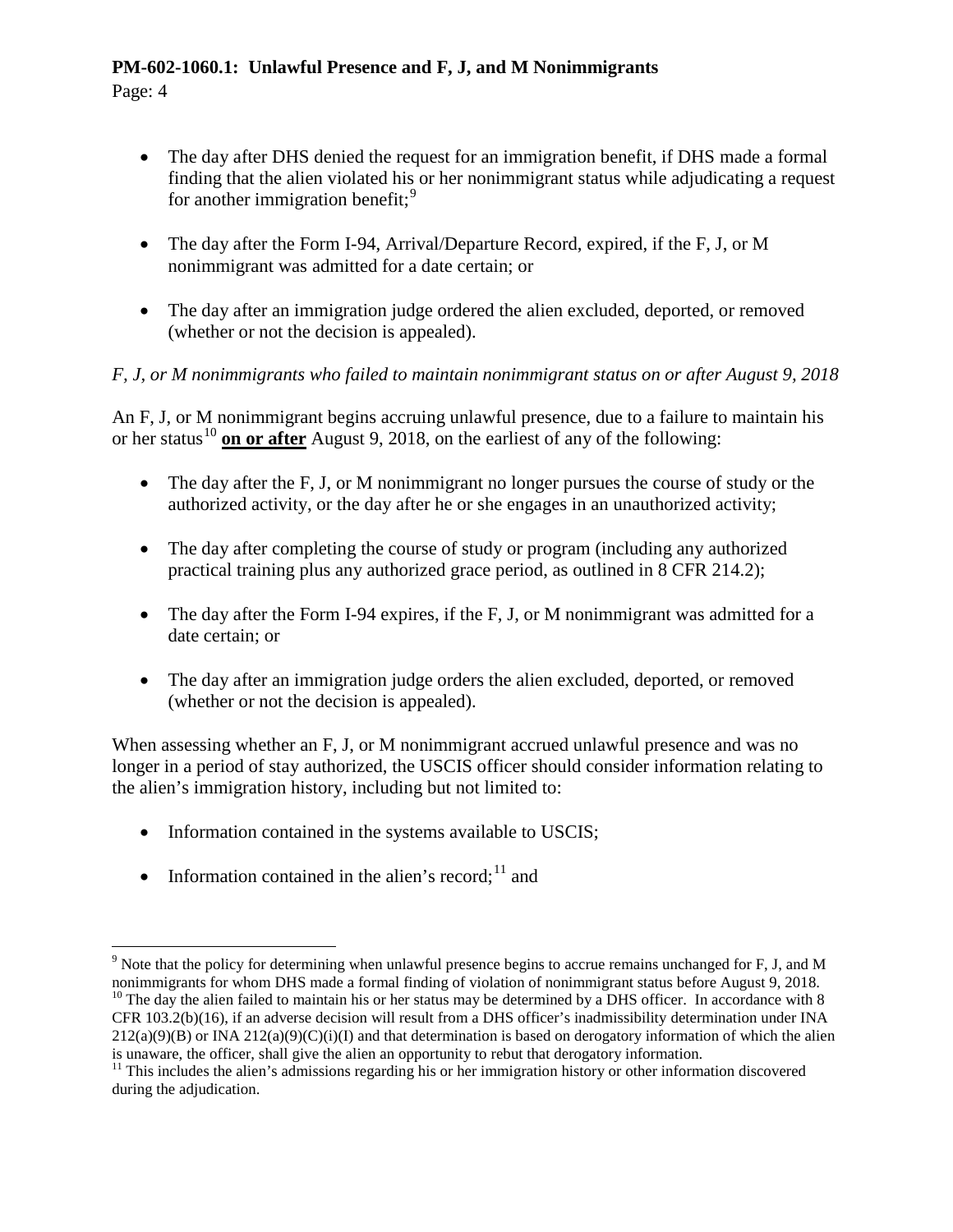- The day after DHS denied the request for an immigration benefit, if DHS made a formal finding that the alien violated his or her nonimmigrant status while adjudicating a request for another immigration benefit;[9]

- The day after the Form I-94, Arrival/Departure Record, expired, if the F, J, or M nonimmigrant was admitted for a date certain; or

- The day after an immigration judge ordered the alien excluded, deported, or removed (whether or not the decision is appealed).

*F, J, or M nonimmigrants who failed to maintain nonimmigrant status on or after August 9, 2018*

An F, J, or M nonimmigrant begins accruing unlawful presence, due to a failure to maintain his or her status[10] **on or after** August 9, 2018, on the earliest of any of the following:

- The day after the F, J, or M nonimmigrant no longer pursues the course of study or the authorized activity, or the day after he or she engages in an unauthorized activity;

- The day after completing the course of study or program (including any authorized practical training plus any authorized grace period, as outlined in 8 CFR 214.2);

- The day after the Form I-94 expires, if the F, J, or M nonimmigrant was admitted for a date certain; or

- The day after an immigration judge orders the alien excluded, deported, or removed (whether or not the decision is appealed).

When assessing whether an F, J, or M nonimmigrant accrued unlawful presence and was no longer in a period of stay authorized, the USCIS officer should consider information relating to the alien's immigration history, including but not limited to:

- Information contained in the systems available to USCIS;

- Information contained in the alien's record;[11] and

---

[9] Note that the policy for determining when unlawful presence begins to accrue remains unchanged for F, J, and M nonimmigrants for whom DHS made a formal finding of violation of nonimmigrant status before August 9, 2018.

[10] The day the alien failed to maintain his or her status may be determined by a DHS officer. In accordance with 8 CFR 103.2(b)(16), if an adverse decision will result from a DHS officer's inadmissibility determination under INA 212(a)(9)(B) or INA 212(a)(9)(C)(i)(I) and that determination is based on derogatory information of which the alien is unaware, the officer, shall give the alien an opportunity to rebut that derogatory information.

[11] This includes the alien's admissions regarding his or her immigration history or other information discovered during the adjudication.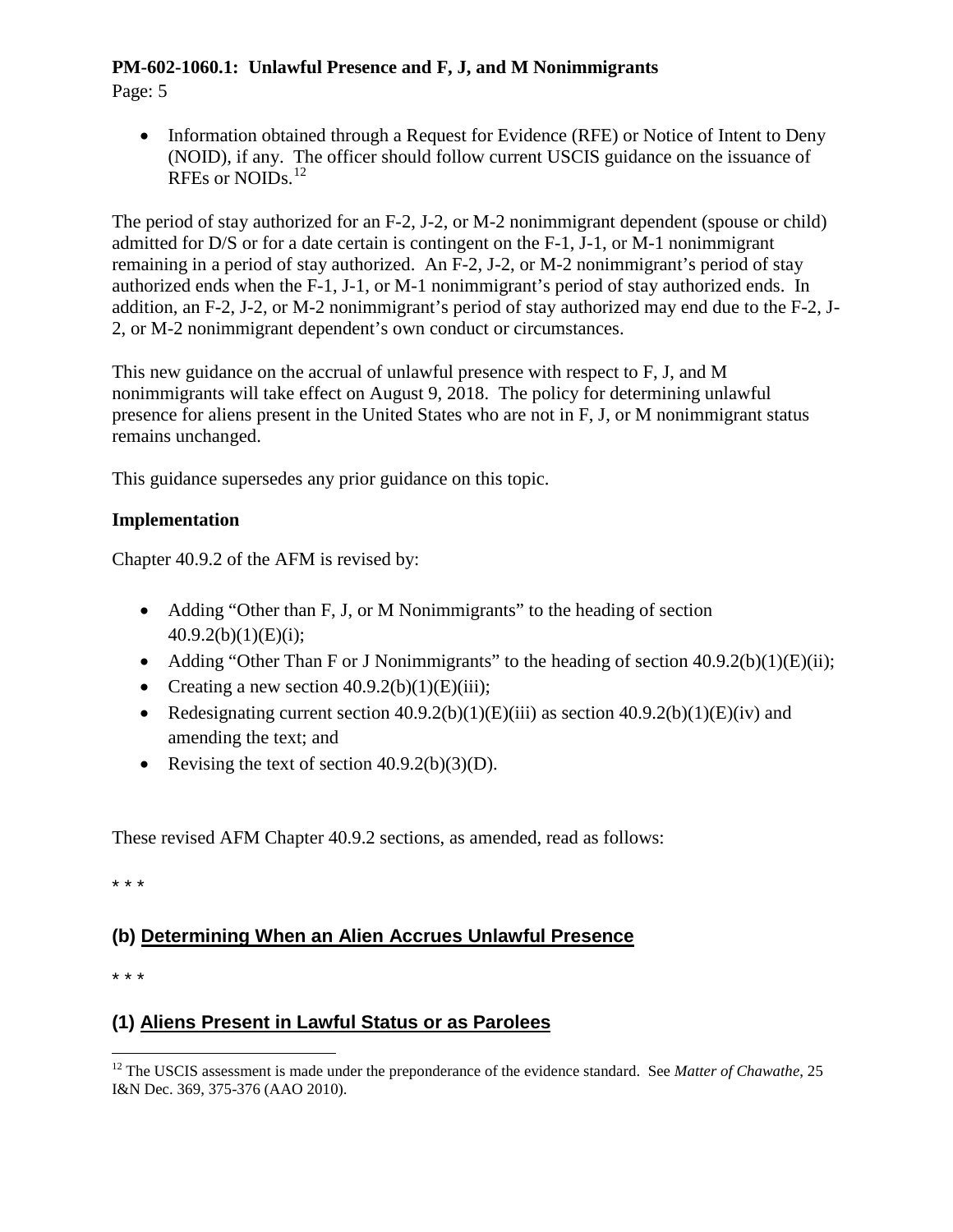- Information obtained through a Request for Evidence (RFE) or Notice of Intent to Deny (NOID), if any. The officer should follow current USCIS guidance on the issuance of RFEs or NOIDs.[12]

The period of stay authorized for an F-2, J-2, or M-2 nonimmigrant dependent (spouse or child) admitted for D/S or for a date certain is contingent on the F-1, J-1, or M-1 nonimmigrant remaining in a period of stay authorized. An F-2, J-2, or M-2 nonimmigrant's period of stay authorized ends when the F-1, J-1, or M-1 nonimmigrant's period of stay authorized ends. In addition, an F-2, J-2, or M-2 nonimmigrant's period of stay authorized may end due to the F-2, J-2, or M-2 nonimmigrant dependent's own conduct or circumstances.

This new guidance on the accrual of unlawful presence with respect to F, J, and M nonimmigrants will take effect on August 9, 2018. The policy for determining unlawful presence for aliens present in the United States who are not in F, J, or M nonimmigrant status remains unchanged.

This guidance supersedes any prior guidance on this topic.

**Implementation**

Chapter 40.9.2 of the AFM is revised by:

- Adding "Other than F, J, or M Nonimmigrants" to the heading of section 40.9.2(b)(1)(E)(i);
- Adding "Other Than F or J Nonimmigrants" to the heading of section 40.9.2(b)(1)(E)(ii);
- Creating a new section 40.9.2(b)(1)(E)(iii);
- Redesignating current section 40.9.2(b)(1)(E)(iii) as section 40.9.2(b)(1)(E)(iv) and amending the text; and
- Revising the text of section 40.9.2(b)(3)(D).

These revised AFM Chapter 40.9.2 sections, as amended, read as follows:

\* \* \*

## (b) Determining When an Alien Accrues Unlawful Presence

\* \* \*

## (1) Aliens Present in Lawful Status or as Parolees

[12] The USCIS assessment is made under the preponderance of the evidence standard. See *Matter of Chawathe*, 25 I&N Dec. 369, 375-376 (AAO 2010).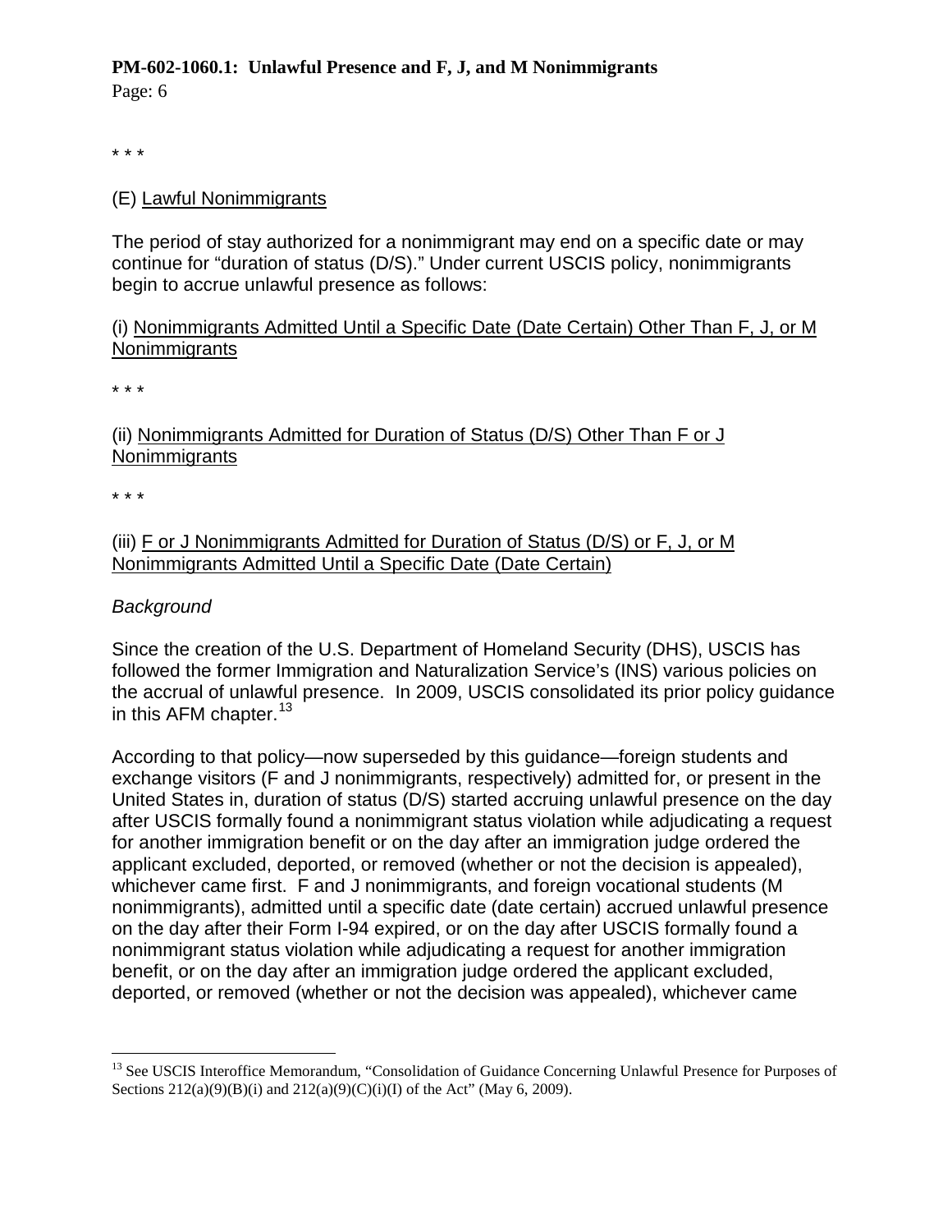\* \* \*

(E) Lawful Nonimmigrants

The period of stay authorized for a nonimmigrant may end on a specific date or may continue for "duration of status (D/S)." Under current USCIS policy, nonimmigrants begin to accrue unlawful presence as follows:

(i) Nonimmigrants Admitted Until a Specific Date (Date Certain) Other Than F, J, or M Nonimmigrants

\* \* \*

(ii) Nonimmigrants Admitted for Duration of Status (D/S) Other Than F or J Nonimmigrants

\* \* \*

(iii) F or J Nonimmigrants Admitted for Duration of Status (D/S) or F, J, or M Nonimmigrants Admitted Until a Specific Date (Date Certain)

*Background*

Since the creation of the U.S. Department of Homeland Security (DHS), USCIS has followed the former Immigration and Naturalization Service's (INS) various policies on the accrual of unlawful presence. In 2009, USCIS consolidated its prior policy guidance in this AFM chapter.[13]

According to that policy—now superseded by this guidance—foreign students and exchange visitors (F and J nonimmigrants, respectively) admitted for, or present in the United States in, duration of status (D/S) started accruing unlawful presence on the day after USCIS formally found a nonimmigrant status violation while adjudicating a request for another immigration benefit or on the day after an immigration judge ordered the applicant excluded, deported, or removed (whether or not the decision is appealed), whichever came first. F and J nonimmigrants, and foreign vocational students (M nonimmigrants), admitted until a specific date (date certain) accrued unlawful presence on the day after their Form I-94 expired, or on the day after USCIS formally found a nonimmigrant status violation while adjudicating a request for another immigration benefit, or on the day after an immigration judge ordered the applicant excluded, deported, or removed (whether or not the decision was appealed), whichever came

[13] See USCIS Interoffice Memorandum, "Consolidation of Guidance Concerning Unlawful Presence for Purposes of Sections 212(a)(9)(B)(i) and 212(a)(9)(C)(i)(I) of the Act" (May 6, 2009).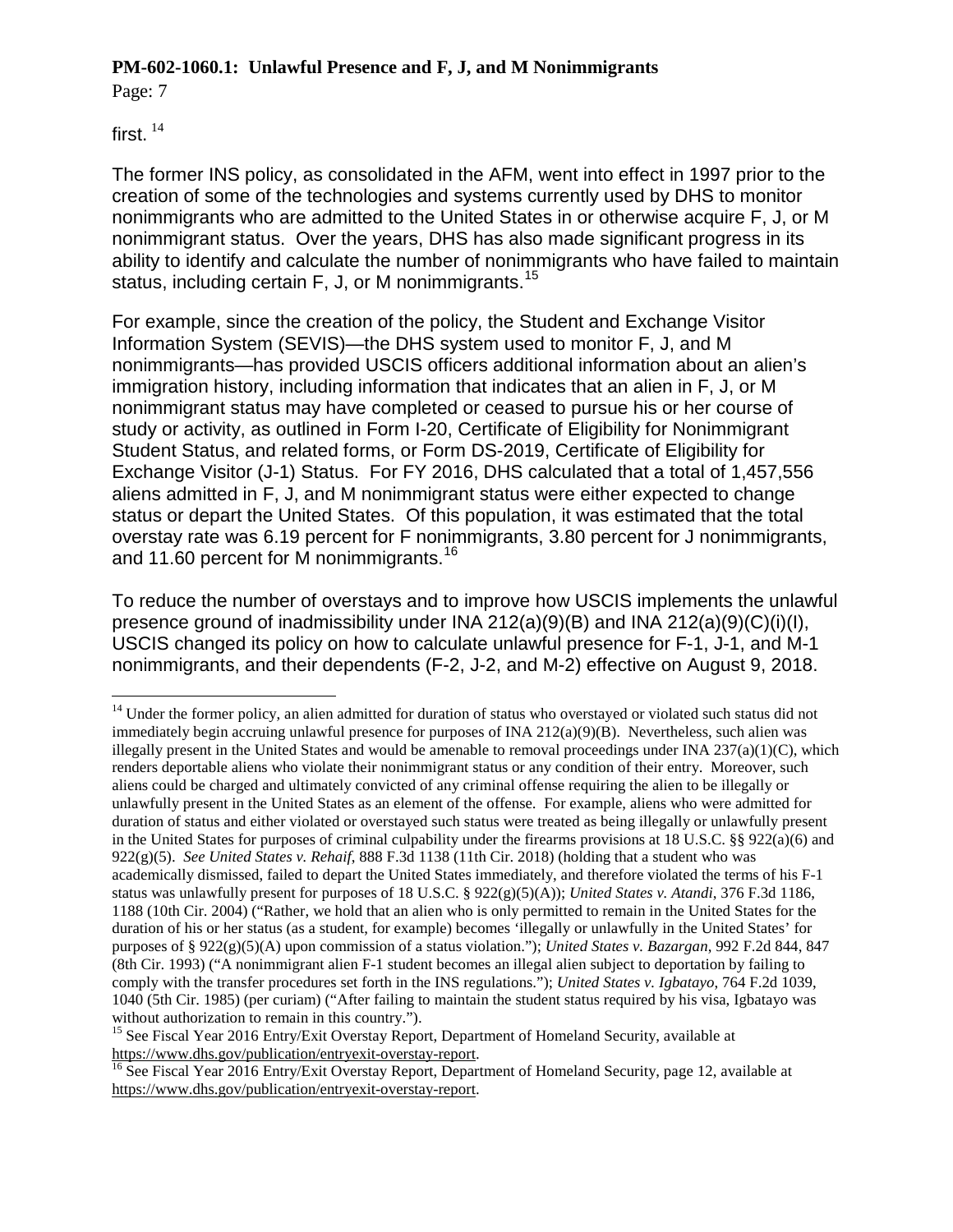first. [14]

The former INS policy, as consolidated in the AFM, went into effect in 1997 prior to the creation of some of the technologies and systems currently used by DHS to monitor nonimmigrants who are admitted to the United States in or otherwise acquire F, J, or M nonimmigrant status. Over the years, DHS has also made significant progress in its ability to identify and calculate the number of nonimmigrants who have failed to maintain status, including certain F, J, or M nonimmigrants.[15]

For example, since the creation of the policy, the Student and Exchange Visitor Information System (SEVIS)—the DHS system used to monitor F, J, and M nonimmigrants—has provided USCIS officers additional information about an alien's immigration history, including information that indicates that an alien in F, J, or M nonimmigrant status may have completed or ceased to pursue his or her course of study or activity, as outlined in Form I-20, Certificate of Eligibility for Nonimmigrant Student Status, and related forms, or Form DS-2019, Certificate of Eligibility for Exchange Visitor (J-1) Status. For FY 2016, DHS calculated that a total of 1,457,556 aliens admitted in F, J, and M nonimmigrant status were either expected to change status or depart the United States. Of this population, it was estimated that the total overstay rate was 6.19 percent for F nonimmigrants, 3.80 percent for J nonimmigrants, and 11.60 percent for M nonimmigrants.[16]

To reduce the number of overstays and to improve how USCIS implements the unlawful presence ground of inadmissibility under INA 212(a)(9)(B) and INA 212(a)(9)(C)(i)(I), USCIS changed its policy on how to calculate unlawful presence for F-1, J-1, and M-1 nonimmigrants, and their dependents (F-2, J-2, and M-2) effective on August 9, 2018.

---

[14] Under the former policy, an alien admitted for duration of status who overstayed or violated such status did not immediately begin accruing unlawful presence for purposes of INA 212(a)(9)(B). Nevertheless, such alien was illegally present in the United States and would be amenable to removal proceedings under INA 237(a)(1)(C), which renders deportable aliens who violate their nonimmigrant status or any condition of their entry. Moreover, such aliens could be charged and ultimately convicted of any criminal offense requiring the alien to be illegally or unlawfully present in the United States as an element of the offense. For example, aliens who were admitted for duration of status and either violated or overstayed such status were treated as being illegally or unlawfully present in the United States for purposes of criminal culpability under the firearms provisions at 18 U.S.C. §§ 922(a)(6) and 922(g)(5). *See United States v. Rehaif*, 888 F.3d 1138 (11th Cir. 2018) (holding that a student who was academically dismissed, failed to depart the United States immediately, and therefore violated the terms of his F-1 status was unlawfully present for purposes of 18 U.S.C. § 922(g)(5)(A)); *United States v. Atandi*, 376 F.3d 1186, 1188 (10th Cir. 2004) ("Rather, we hold that an alien who is only permitted to remain in the United States for the duration of his or her status (as a student, for example) becomes 'illegally or unlawfully in the United States' for purposes of § 922(g)(5)(A) upon commission of a status violation."); *United States v. Bazargan*, 992 F.2d 844, 847 (8th Cir. 1993) ("A nonimmigrant alien F-1 student becomes an illegal alien subject to deportation by failing to comply with the transfer procedures set forth in the INS regulations."); *United States v. Igbatayo*, 764 F.2d 1039, 1040 (5th Cir. 1985) (per curiam) ("After failing to maintain the student status required by his visa, Igbatayo was without authorization to remain in this country.").

[15] See Fiscal Year 2016 Entry/Exit Overstay Report, Department of Homeland Security, available at https://www.dhs.gov/publication/entryexit-overstay-report.

[16] See Fiscal Year 2016 Entry/Exit Overstay Report, Department of Homeland Security, page 12, available at https://www.dhs.gov/publication/entryexit-overstay-report.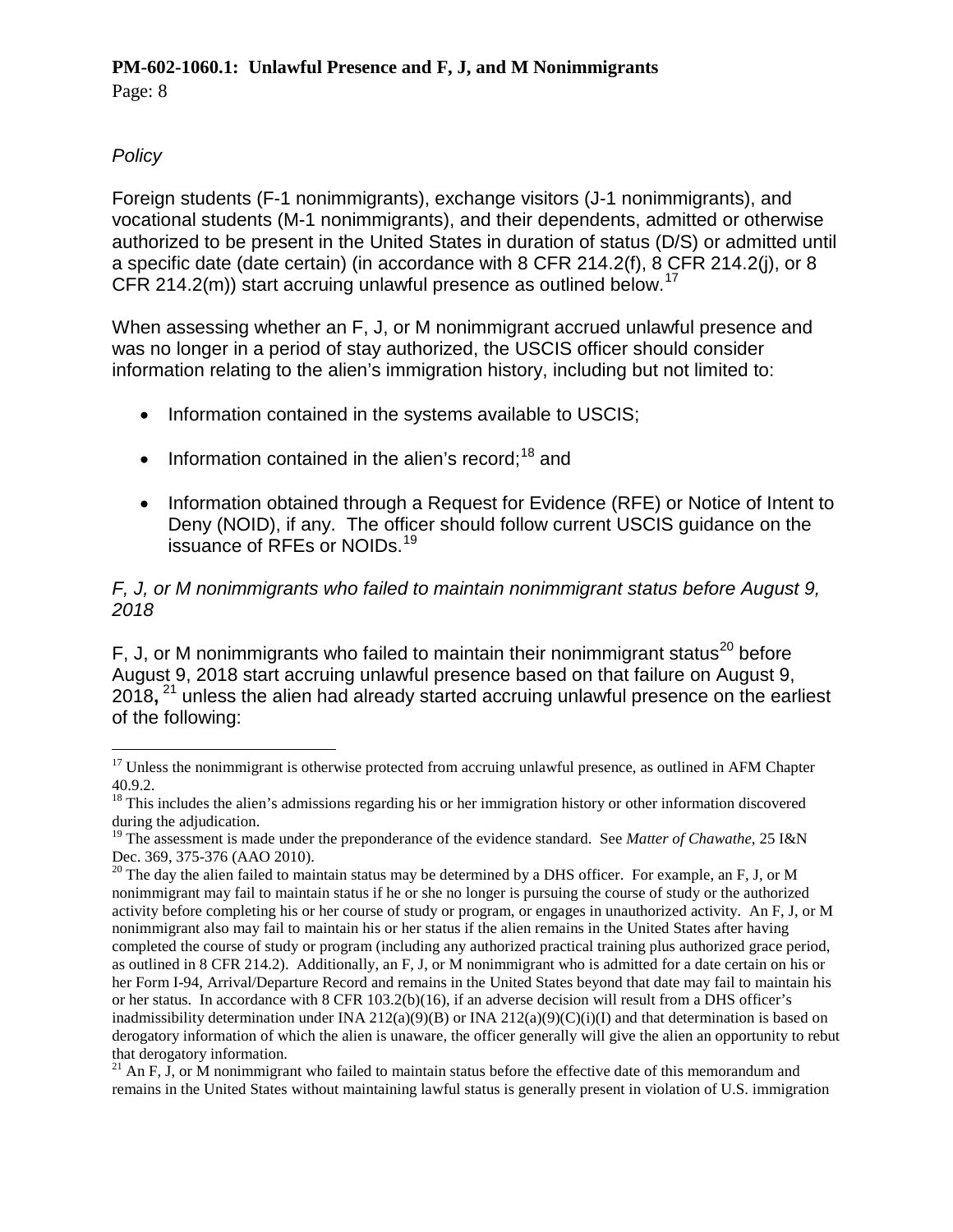*Policy*

Foreign students (F-1 nonimmigrants), exchange visitors (J-1 nonimmigrants), and vocational students (M-1 nonimmigrants), and their dependents, admitted or otherwise authorized to be present in the United States in duration of status (D/S) or admitted until a specific date (date certain) (in accordance with 8 CFR 214.2(f), 8 CFR 214.2(j), or 8 CFR 214.2(m)) start accruing unlawful presence as outlined below.[17]

When assessing whether an F, J, or M nonimmigrant accrued unlawful presence and was no longer in a period of stay authorized, the USCIS officer should consider information relating to the alien's immigration history, including but not limited to:

- Information contained in the systems available to USCIS;
- Information contained in the alien's record;[18] and
- Information obtained through a Request for Evidence (RFE) or Notice of Intent to Deny (NOID), if any. The officer should follow current USCIS guidance on the issuance of RFEs or NOIDs.[19]

*F, J, or M nonimmigrants who failed to maintain nonimmigrant status before August 9, 2018*

F, J, or M nonimmigrants who failed to maintain their nonimmigrant status[20] before August 9, 2018 start accruing unlawful presence based on that failure on August 9, 2018**,** [21] unless the alien had already started accruing unlawful presence on the earliest of the following:

---

[17] Unless the nonimmigrant is otherwise protected from accruing unlawful presence, as outlined in AFM Chapter 40.9.2.

[18] This includes the alien's admissions regarding his or her immigration history or other information discovered during the adjudication.

[19] The assessment is made under the preponderance of the evidence standard. See *Matter of Chawathe*, 25 I&N Dec. 369, 375-376 (AAO 2010).

[20] The day the alien failed to maintain status may be determined by a DHS officer. For example, an F, J, or M nonimmigrant may fail to maintain status if he or she no longer is pursuing the course of study or the authorized activity before completing his or her course of study or program, or engages in unauthorized activity. An F, J, or M nonimmigrant also may fail to maintain his or her status if the alien remains in the United States after having completed the course of study or program (including any authorized practical training plus authorized grace period, as outlined in 8 CFR 214.2). Additionally, an F, J, or M nonimmigrant who is admitted for a date certain on his or her Form I-94, Arrival/Departure Record and remains in the United States beyond that date may fail to maintain his or her status. In accordance with 8 CFR 103.2(b)(16), if an adverse decision will result from a DHS officer's inadmissibility determination under INA 212(a)(9)(B) or INA 212(a)(9)(C)(i)(I) and that determination is based on derogatory information of which the alien is unaware, the officer generally will give the alien an opportunity to rebut that derogatory information.

[21] An F, J, or M nonimmigrant who failed to maintain status before the effective date of this memorandum and remains in the United States without maintaining lawful status is generally present in violation of U.S. immigration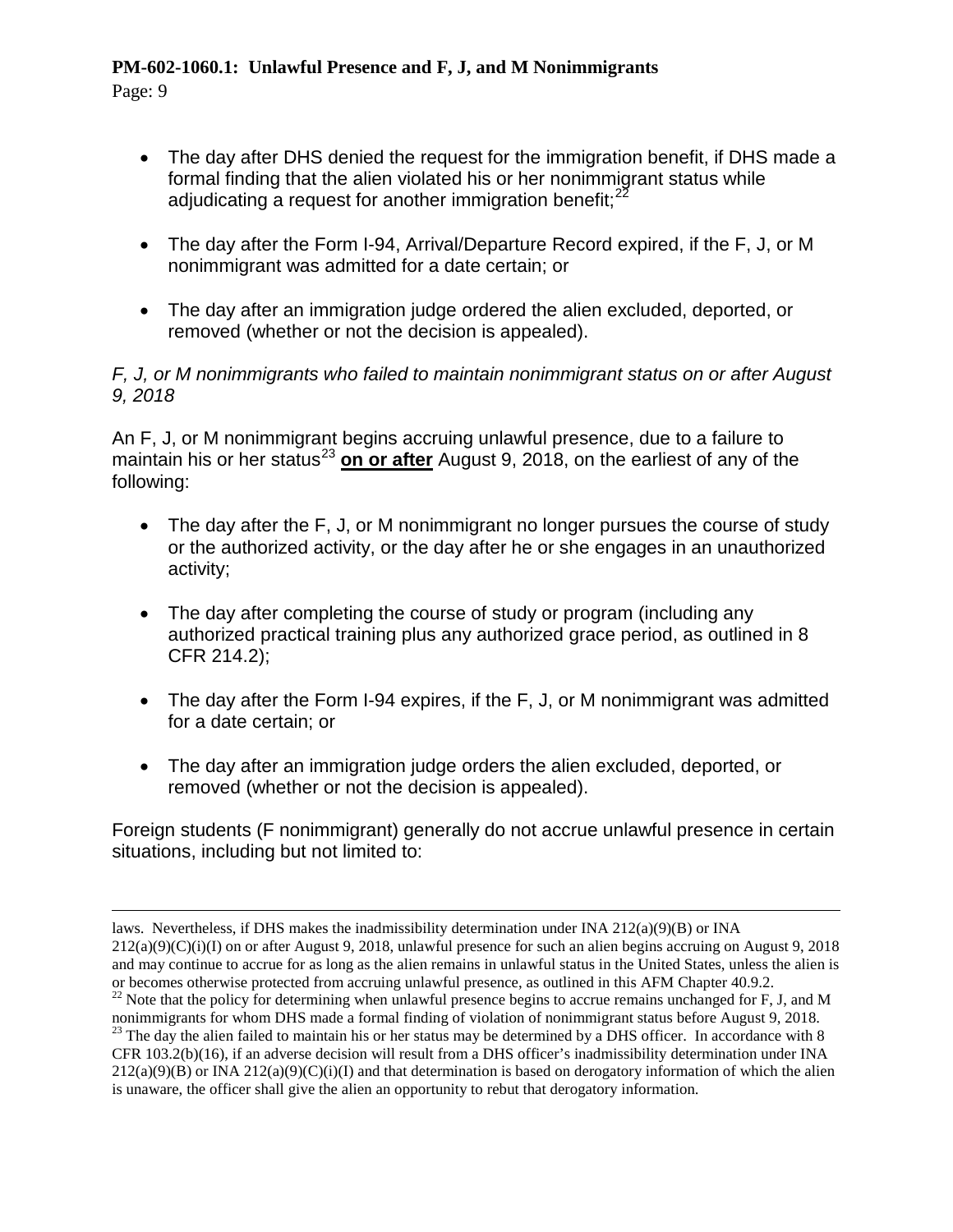- The day after DHS denied the request for the immigration benefit, if DHS made a formal finding that the alien violated his or her nonimmigrant status while adjudicating a request for another immigration benefit;[22]

- The day after the Form I-94, Arrival/Departure Record expired, if the F, J, or M nonimmigrant was admitted for a date certain; or

- The day after an immigration judge ordered the alien excluded, deported, or removed (whether or not the decision is appealed).

*F, J, or M nonimmigrants who failed to maintain nonimmigrant status on or after August 9, 2018*

An F, J, or M nonimmigrant begins accruing unlawful presence, due to a failure to maintain his or her status[23] **on or after** August 9, 2018, on the earliest of any of the following:

- The day after the F, J, or M nonimmigrant no longer pursues the course of study or the authorized activity, or the day after he or she engages in an unauthorized activity;

- The day after completing the course of study or program (including any authorized practical training plus any authorized grace period, as outlined in 8 CFR 214.2);

- The day after the Form I-94 expires, if the F, J, or M nonimmigrant was admitted for a date certain; or

- The day after an immigration judge orders the alien excluded, deported, or removed (whether or not the decision is appealed).

Foreign students (F nonimmigrant) generally do not accrue unlawful presence in certain situations, including but not limited to:

---

laws. Nevertheless, if DHS makes the inadmissibility determination under INA 212(a)(9)(B) or INA 212(a)(9)(C)(i)(I) on or after August 9, 2018, unlawful presence for such an alien begins accruing on August 9, 2018 and may continue to accrue for as long as the alien remains in unlawful status in the United States, unless the alien is or becomes otherwise protected from accruing unlawful presence, as outlined in this AFM Chapter 40.9.2.

[22] Note that the policy for determining when unlawful presence begins to accrue remains unchanged for F, J, and M nonimmigrants for whom DHS made a formal finding of violation of nonimmigrant status before August 9, 2018.

[23] The day the alien failed to maintain his or her status may be determined by a DHS officer. In accordance with 8 CFR 103.2(b)(16), if an adverse decision will result from a DHS officer's inadmissibility determination under INA 212(a)(9)(B) or INA 212(a)(9)(C)(i)(I) and that determination is based on derogatory information of which the alien is unaware, the officer shall give the alien an opportunity to rebut that derogatory information.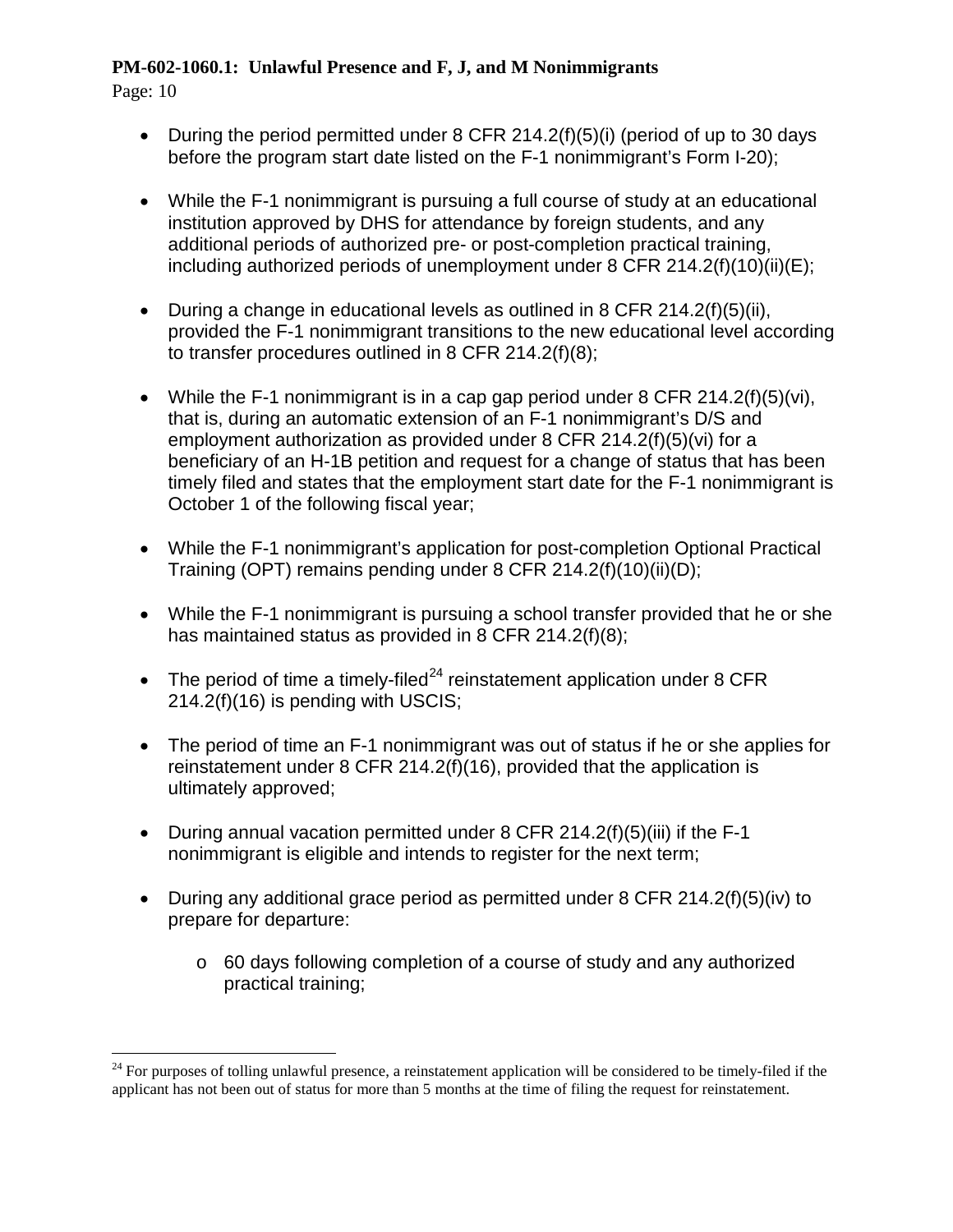- During the period permitted under 8 CFR 214.2(f)(5)(i) (period of up to 30 days before the program start date listed on the F-1 nonimmigrant's Form I-20);

- While the F-1 nonimmigrant is pursuing a full course of study at an educational institution approved by DHS for attendance by foreign students, and any additional periods of authorized pre- or post-completion practical training, including authorized periods of unemployment under 8 CFR 214.2(f)(10)(ii)(E);

- During a change in educational levels as outlined in 8 CFR 214.2(f)(5)(ii), provided the F-1 nonimmigrant transitions to the new educational level according to transfer procedures outlined in 8 CFR 214.2(f)(8);

- While the F-1 nonimmigrant is in a cap gap period under 8 CFR 214.2(f)(5)(vi), that is, during an automatic extension of an F-1 nonimmigrant's D/S and employment authorization as provided under 8 CFR 214.2(f)(5)(vi) for a beneficiary of an H-1B petition and request for a change of status that has been timely filed and states that the employment start date for the F-1 nonimmigrant is October 1 of the following fiscal year;

- While the F-1 nonimmigrant's application for post-completion Optional Practical Training (OPT) remains pending under 8 CFR 214.2(f)(10)(ii)(D);

- While the F-1 nonimmigrant is pursuing a school transfer provided that he or she has maintained status as provided in 8 CFR 214.2(f)(8);

- The period of time a timely-filed[24] reinstatement application under 8 CFR 214.2(f)(16) is pending with USCIS;

- The period of time an F-1 nonimmigrant was out of status if he or she applies for reinstatement under 8 CFR 214.2(f)(16), provided that the application is ultimately approved;

- During annual vacation permitted under 8 CFR 214.2(f)(5)(iii) if the F-1 nonimmigrant is eligible and intends to register for the next term;

- During any additional grace period as permitted under 8 CFR 214.2(f)(5)(iv) to prepare for departure:

  - 60 days following completion of a course of study and any authorized practical training;

---

[24] For purposes of tolling unlawful presence, a reinstatement application will be considered to be timely-filed if the applicant has not been out of status for more than 5 months at the time of filing the request for reinstatement.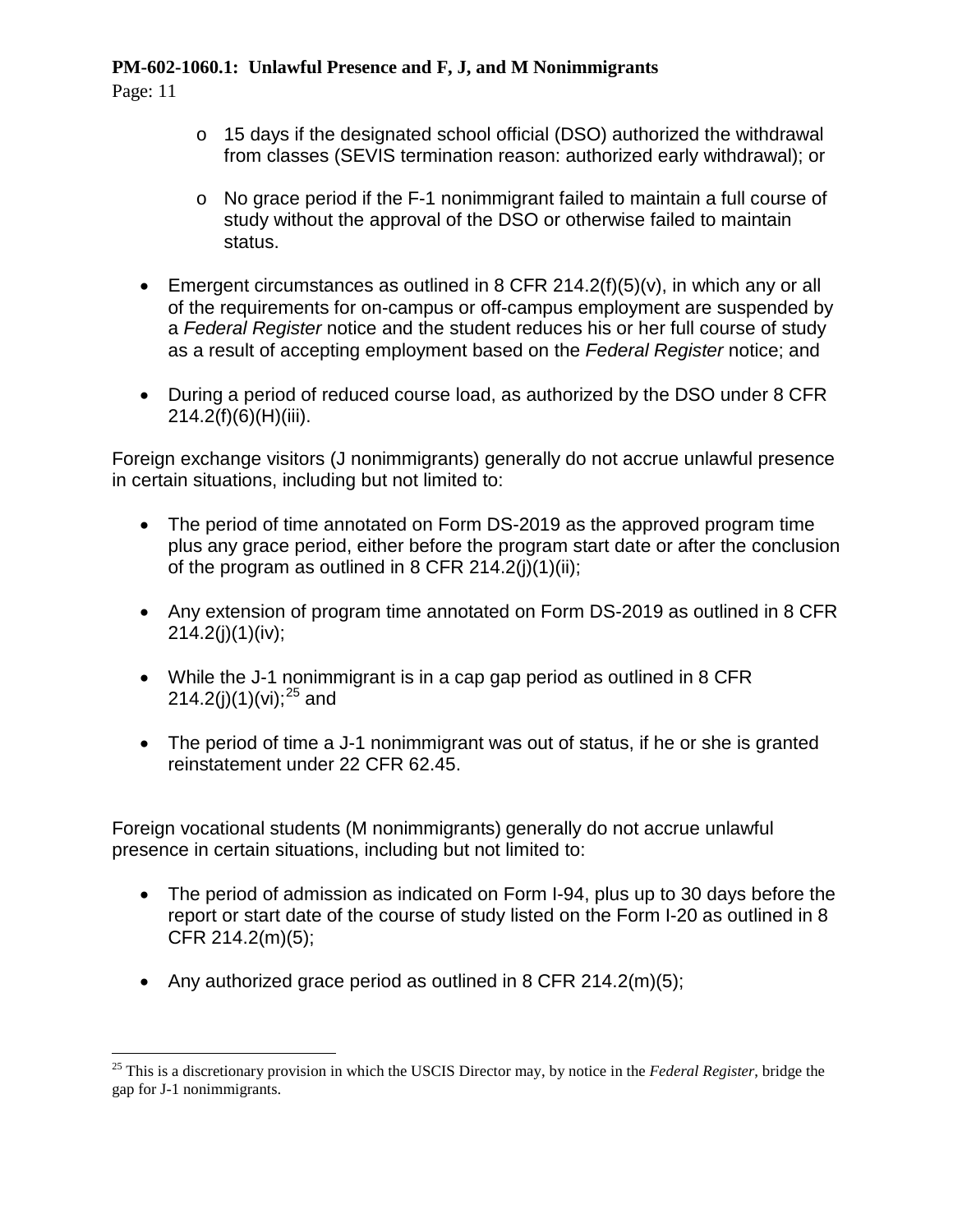- 15 days if the designated school official (DSO) authorized the withdrawal from classes (SEVIS termination reason: authorized early withdrawal); or
    - No grace period if the F-1 nonimmigrant failed to maintain a full course of study without the approval of the DSO or otherwise failed to maintain status.

- Emergent circumstances as outlined in 8 CFR 214.2(f)(5)(v), in which any or all of the requirements for on-campus or off-campus employment are suspended by a *Federal Register* notice and the student reduces his or her full course of study as a result of accepting employment based on the *Federal Register* notice; and

- During a period of reduced course load, as authorized by the DSO under 8 CFR 214.2(f)(6)(H)(iii).

Foreign exchange visitors (J nonimmigrants) generally do not accrue unlawful presence in certain situations, including but not limited to:

- The period of time annotated on Form DS-2019 as the approved program time plus any grace period, either before the program start date or after the conclusion of the program as outlined in 8 CFR 214.2(j)(1)(ii);

- Any extension of program time annotated on Form DS-2019 as outlined in 8 CFR 214.2(j)(1)(iv);

- While the J-1 nonimmigrant is in a cap gap period as outlined in 8 CFR 214.2(j)(1)(vi);[25] and

- The period of time a J-1 nonimmigrant was out of status, if he or she is granted reinstatement under 22 CFR 62.45.

Foreign vocational students (M nonimmigrants) generally do not accrue unlawful presence in certain situations, including but not limited to:

- The period of admission as indicated on Form I-94, plus up to 30 days before the report or start date of the course of study listed on the Form I-20 as outlined in 8 CFR 214.2(m)(5);

- Any authorized grace period as outlined in 8 CFR 214.2(m)(5);

---

[25] This is a discretionary provision in which the USCIS Director may, by notice in the *Federal Register*, bridge the gap for J-1 nonimmigrants.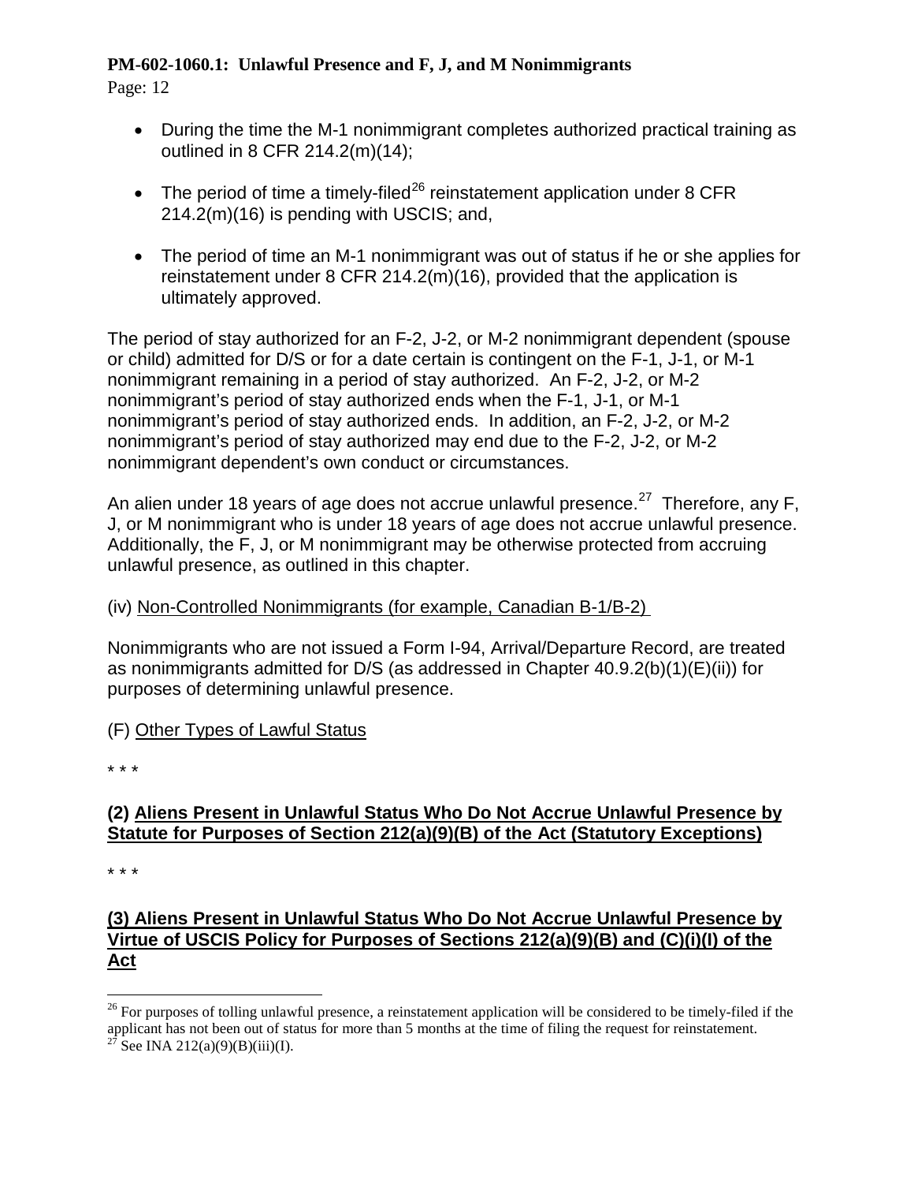- During the time the M-1 nonimmigrant completes authorized practical training as outlined in 8 CFR 214.2(m)(14);

- The period of time a timely-filed[26] reinstatement application under 8 CFR 214.2(m)(16) is pending with USCIS; and,

- The period of time an M-1 nonimmigrant was out of status if he or she applies for reinstatement under 8 CFR 214.2(m)(16), provided that the application is ultimately approved.

The period of stay authorized for an F-2, J-2, or M-2 nonimmigrant dependent (spouse or child) admitted for D/S or for a date certain is contingent on the F-1, J-1, or M-1 nonimmigrant remaining in a period of stay authorized. An F-2, J-2, or M-2 nonimmigrant's period of stay authorized ends when the F-1, J-1, or M-1 nonimmigrant's period of stay authorized ends. In addition, an F-2, J-2, or M-2 nonimmigrant's period of stay authorized may end due to the F-2, J-2, or M-2 nonimmigrant dependent's own conduct or circumstances.

An alien under 18 years of age does not accrue unlawful presence.[27] Therefore, any F, J, or M nonimmigrant who is under 18 years of age does not accrue unlawful presence. Additionally, the F, J, or M nonimmigrant may be otherwise protected from accruing unlawful presence, as outlined in this chapter.

(iv) <u>Non-Controlled Nonimmigrants (for example, Canadian B-1/B-2)</u>

Nonimmigrants who are not issued a Form I-94, Arrival/Departure Record, are treated as nonimmigrants admitted for D/S (as addressed in Chapter 40.9.2(b)(1)(E)(ii)) for purposes of determining unlawful presence.

(F) <u>Other Types of Lawful Status</u>

* * *

**(2) <u>Aliens Present in Unlawful Status Who Do Not Accrue Unlawful Presence by Statute for Purposes of Section 212(a)(9)(B) of the Act (Statutory Exceptions)</u>**

* * *

**(3) <u>Aliens Present in Unlawful Status Who Do Not Accrue Unlawful Presence by Virtue of USCIS Policy for Purposes of Sections 212(a)(9)(B) and (C)(i)(I) of the Act</u>**

---

[26] For purposes of tolling unlawful presence, a reinstatement application will be considered to be timely-filed if the applicant has not been out of status for more than 5 months at the time of filing the request for reinstatement.

[27] See INA 212(a)(9)(B)(iii)(I).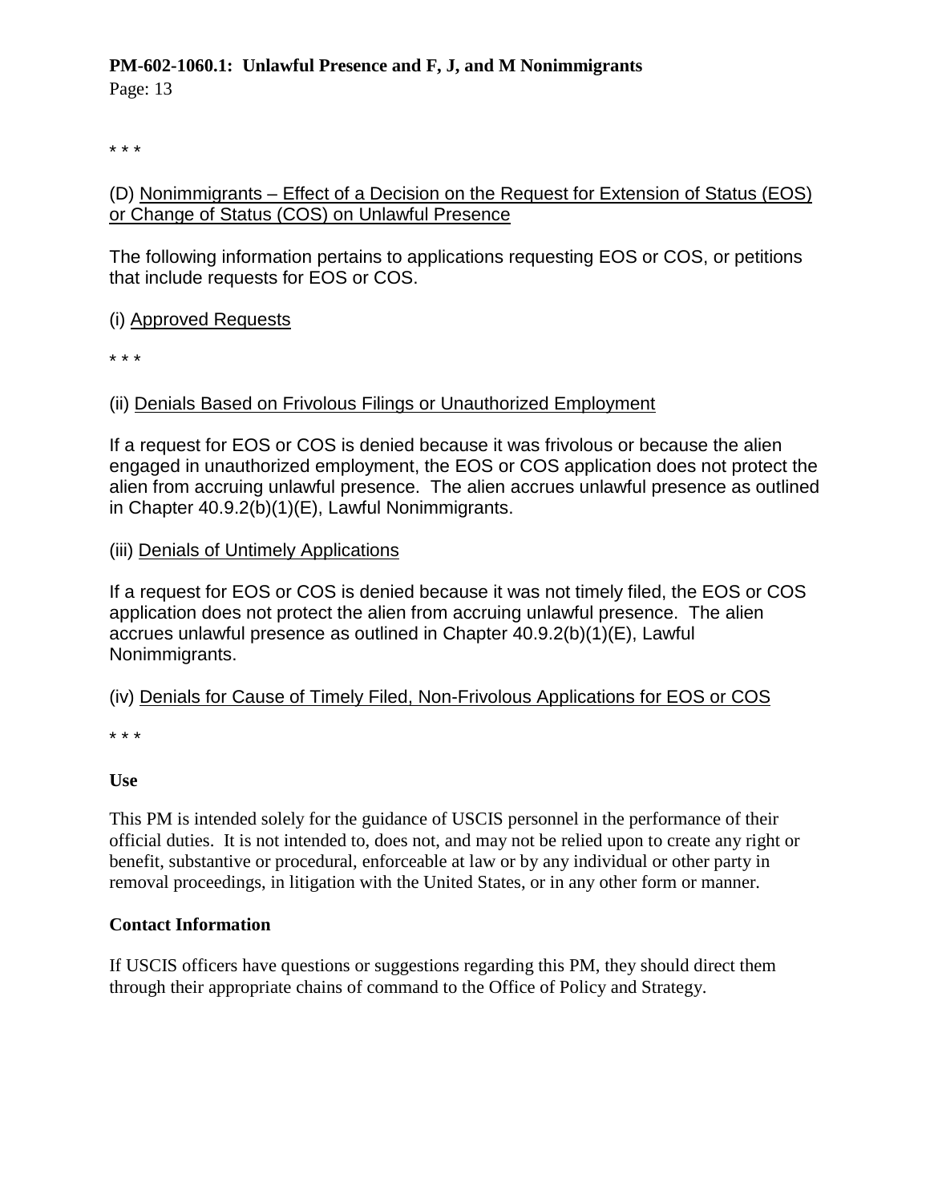\* \* \*

(D) Nonimmigrants – Effect of a Decision on the Request for Extension of Status (EOS) or Change of Status (COS) on Unlawful Presence

The following information pertains to applications requesting EOS or COS, or petitions that include requests for EOS or COS.

(i) Approved Requests

\* \* \*

(ii) Denials Based on Frivolous Filings or Unauthorized Employment

If a request for EOS or COS is denied because it was frivolous or because the alien engaged in unauthorized employment, the EOS or COS application does not protect the alien from accruing unlawful presence. The alien accrues unlawful presence as outlined in Chapter 40.9.2(b)(1)(E), Lawful Nonimmigrants.

(iii) Denials of Untimely Applications

If a request for EOS or COS is denied because it was not timely filed, the EOS or COS application does not protect the alien from accruing unlawful presence. The alien accrues unlawful presence as outlined in Chapter 40.9.2(b)(1)(E), Lawful Nonimmigrants.

(iv) Denials for Cause of Timely Filed, Non-Frivolous Applications for EOS or COS

\* \* \*

**Use**

This PM is intended solely for the guidance of USCIS personnel in the performance of their official duties. It is not intended to, does not, and may not be relied upon to create any right or benefit, substantive or procedural, enforceable at law or by any individual or other party in removal proceedings, in litigation with the United States, or in any other form or manner.

**Contact Information**

If USCIS officers have questions or suggestions regarding this PM, they should direct them through their appropriate chains of command to the Office of Policy and Strategy.